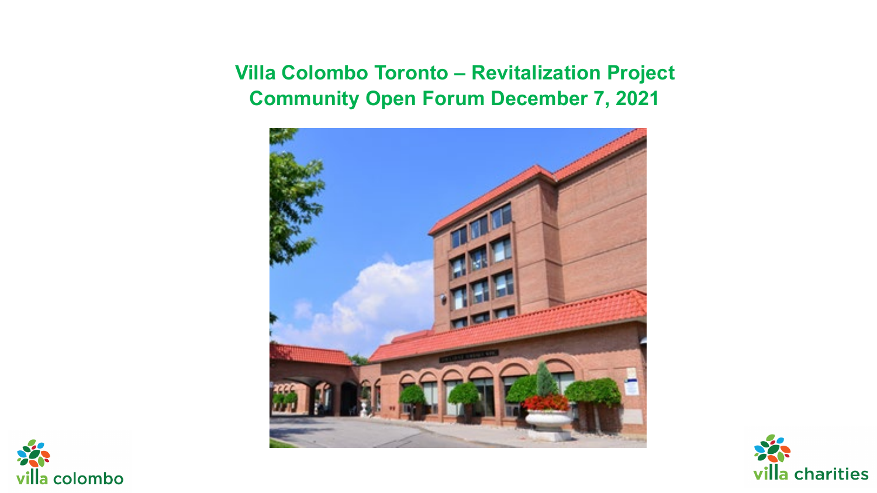# Villa Colombo Toronto – Revitalization Project
# Community Open Forum December 7, 2021

villa colombo

villa charities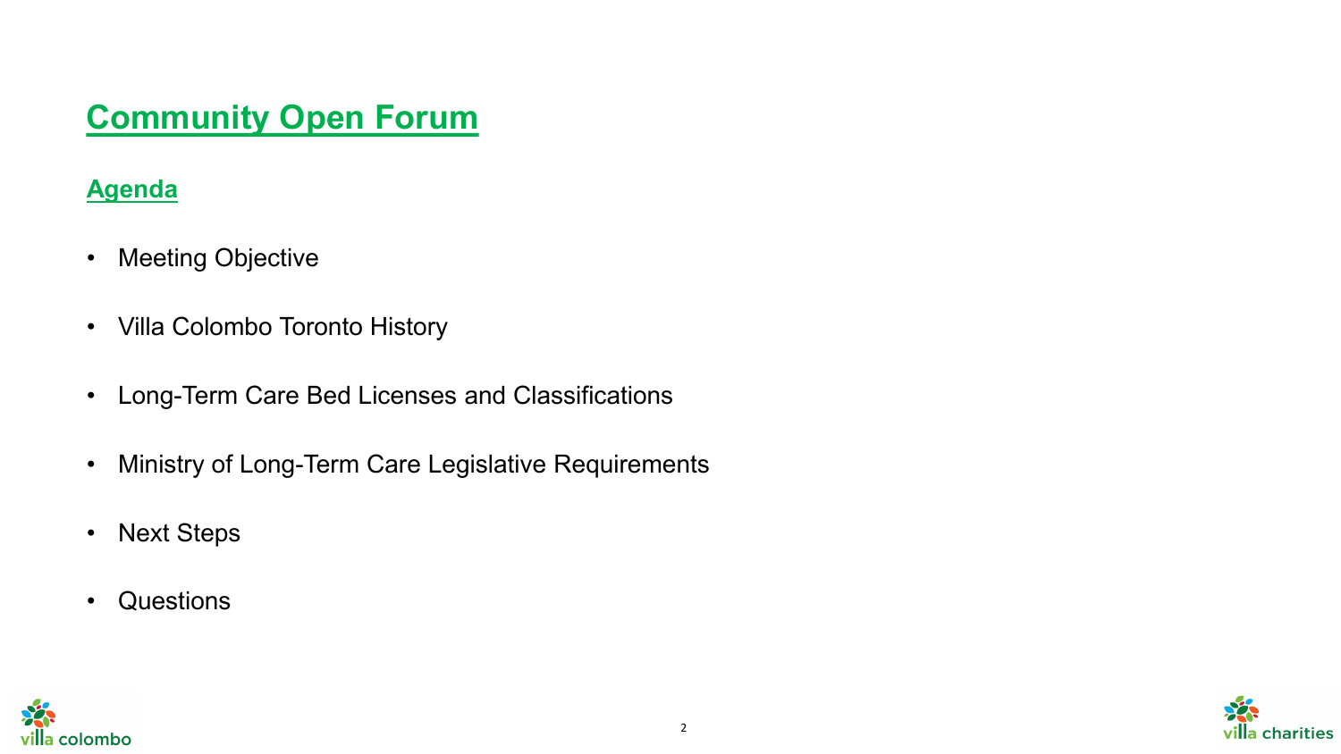# Community Open Forum

## Agenda

- Meeting Objective
- Villa Colombo Toronto History
- Long-Term Care Bed Licenses and Classifications
- Ministry of Long-Term Care Legislative Requirements
- Next Steps
- Questions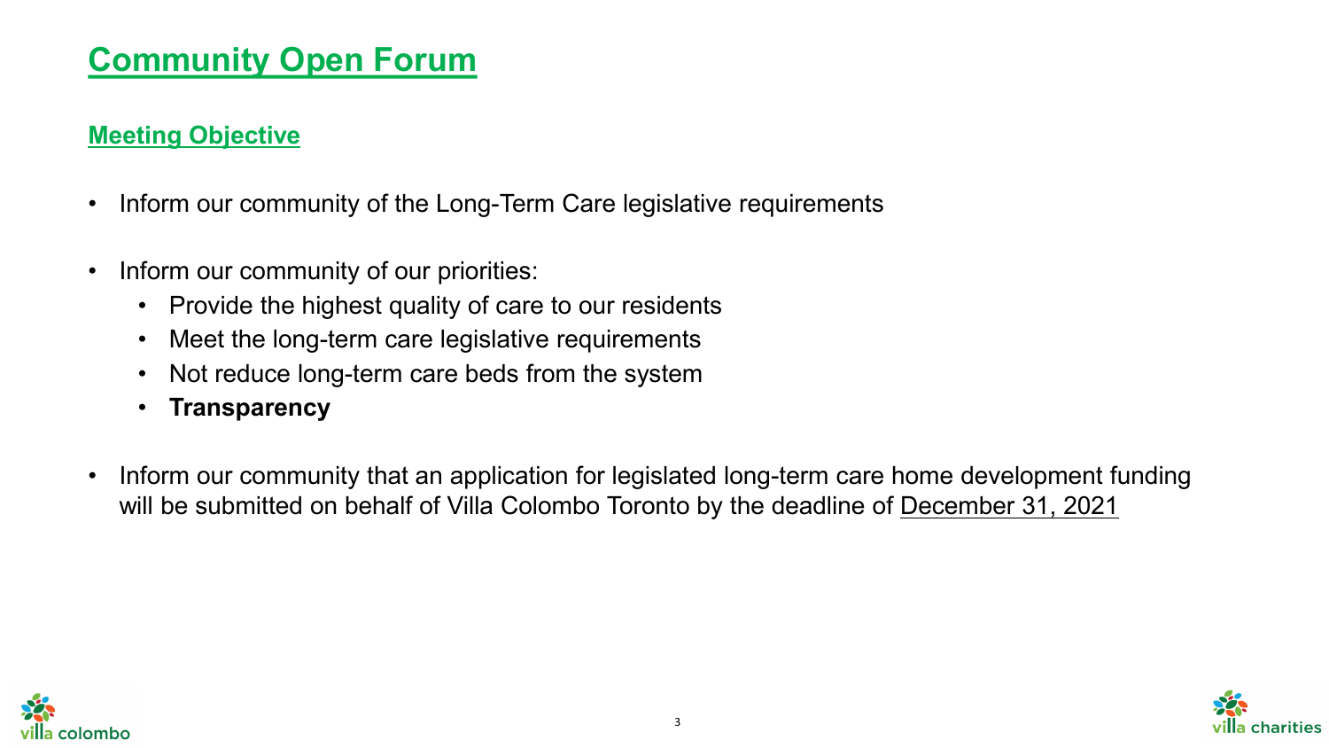# Community Open Forum

## Meeting Objective

- Inform our community of the Long-Term Care legislative requirements
- Inform our community of our priorities:
  - Provide the highest quality of care to our residents
  - Meet the long-term care legislative requirements
  - Not reduce long-term care beds from the system
  - **Transparency**
- Inform our community that an application for legislated long-term care home development funding will be submitted on behalf of Villa Colombo Toronto by the deadline of December 31, 2021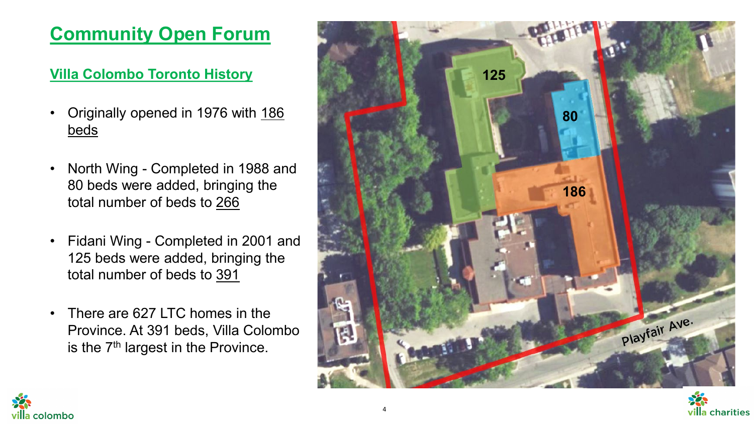# Community Open Forum

## Villa Colombo Toronto History

- Originally opened in 1976 with 186 beds
- North Wing - Completed in 1988 and 80 beds were added, bringing the total number of beds to 266
- Fidani Wing - Completed in 2001 and 125 beds were added, bringing the total number of beds to 391
- There are 627 LTC homes in the Province. At 391 beds, Villa Colombo is the 7th largest in the Province.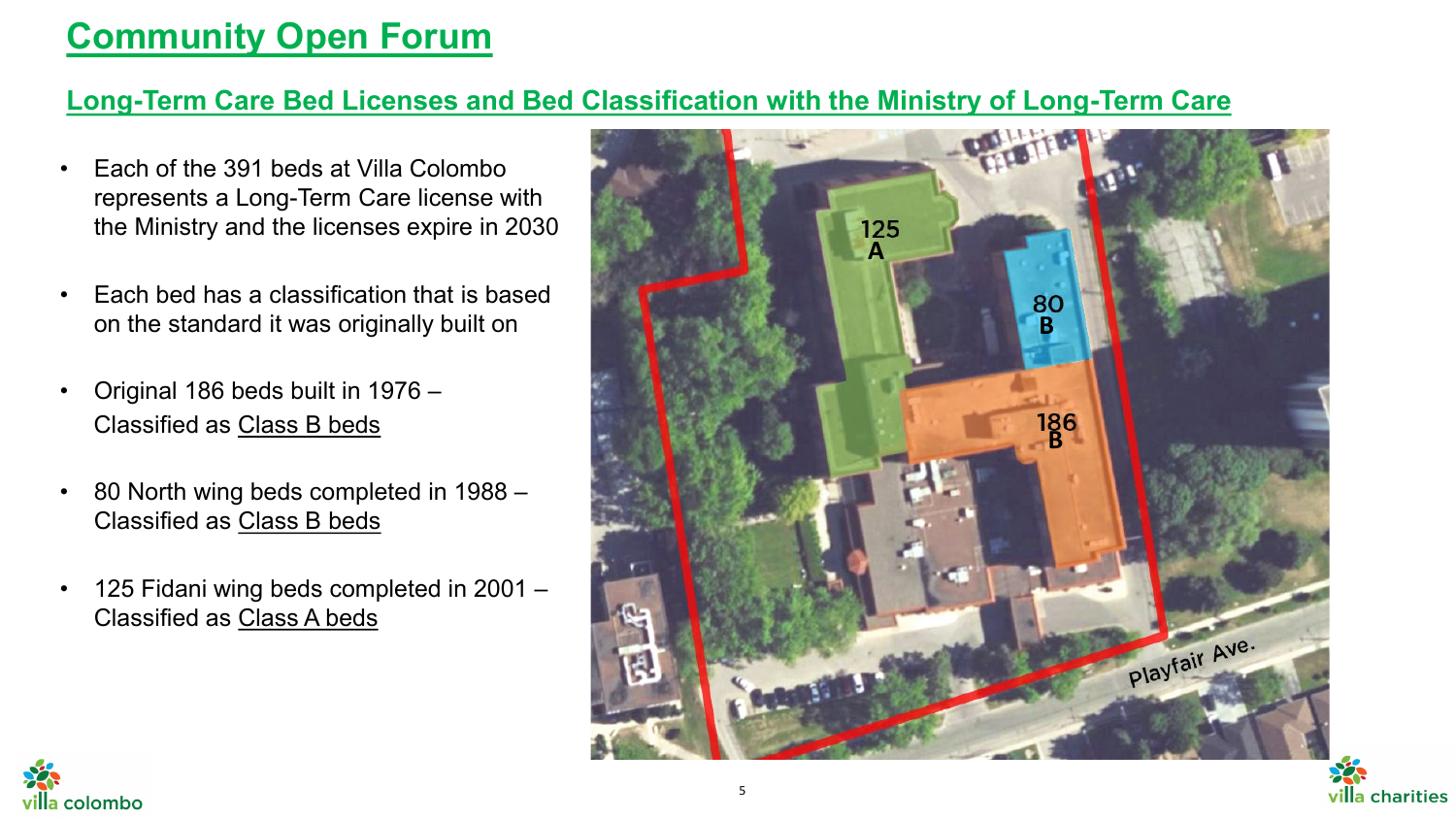# Community Open Forum

## Long-Term Care Bed Licenses and Bed Classification with the Ministry of Long-Term Care

- Each of the 391 beds at Villa Colombo represents a Long-Term Care license with the Ministry and the licenses expire in 2030
- Each bed has a classification that is based on the standard it was originally built on
- Original 186 beds built in 1976 – Classified as Class B beds
- 80 North wing beds completed in 1988 – Classified as Class B beds
- 125 Fidani wing beds completed in 2001 – Classified as Class A beds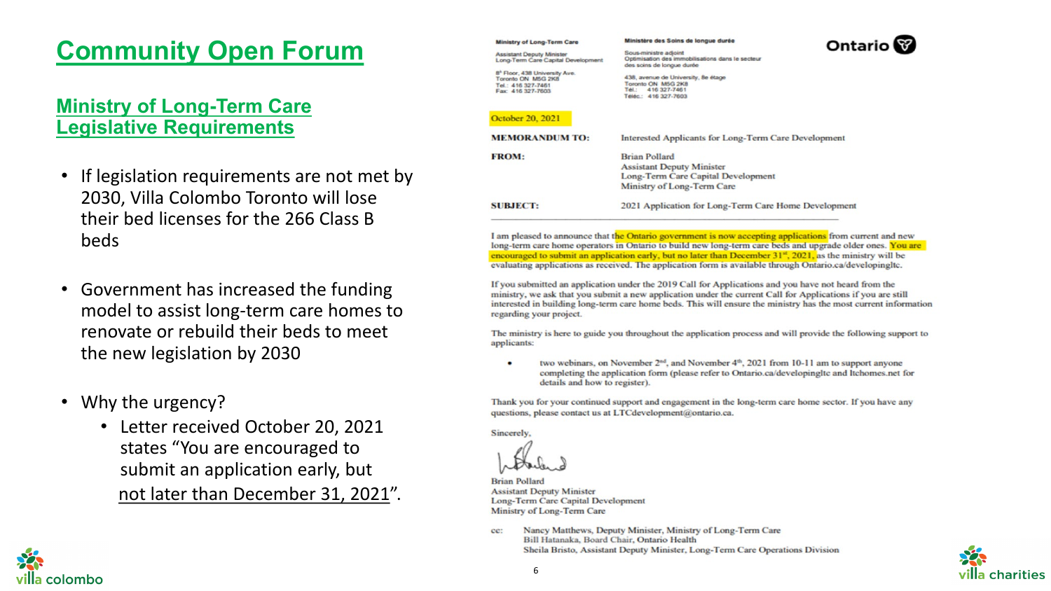# Community Open Forum

## Ministry of Long-Term Care Legislative Requirements

- If legislation requirements are not met by 2030, Villa Colombo Toronto will lose their bed licenses for the 266 Class B beds
- Government has increased the funding model to assist long-term care homes to renovate or rebuild their beds to meet the new legislation by 2030
- Why the urgency?
  - Letter received October 20, 2021 states "You are encouraged to submit an application early, but not later than December 31, 2021".

---

Ministry of Long-Term Care
Assistant Deputy Minister
Long-Term Care Capital Development

8th Floor, 438 University Ave.
Toronto ON M5G 2K8
Tel.: 416 327-7461
Fax: 416 327-7603

Ministère des Soins de longue durée
Sous-ministre adjoint
Optimisation des immobilisations dans le secteur des soins de longue durée

438, avenue de University, 8e étage
Toronto ON M5G 2K8
Tél.: 416 327-7461
Téléc.: 416 327-7603

Ontario

October 20, 2021

**MEMORANDUM TO:** Interested Applicants for Long-Term Care Development

**FROM:** Brian Pollard
Assistant Deputy Minister
Long-Term Care Capital Development
Ministry of Long-Term Care

**SUBJECT:** 2021 Application for Long-Term Care Home Development

I am pleased to announce that the Ontario government is now accepting applications from current and new long-term care home operators in Ontario to build new long-term care beds and upgrade older ones. You are encouraged to submit an application early, but no later than December 31st, 2021, as the ministry will be evaluating applications as received. The application form is available through Ontario.ca/developingltc.

If you submitted an application under the 2019 Call for Applications and you have not heard from the ministry, we ask that you submit a new application under the current Call for Applications if you are still interested in building long-term care home beds. This will ensure the ministry has the most current information regarding your project.

The ministry is here to guide you throughout the application process and will provide the following support to applicants:

- two webinars, on November 2nd, and November 4th, 2021 from 10-11 am to support anyone completing the application form (please refer to Ontario.ca/developingltc and ltchomes.net for details and how to register).

Thank you for your continued support and engagement in the long-term care home sector. If you have any questions, please contact us at LTCdevelopment@ontario.ca.

Sincerely,

Brian Pollard
Assistant Deputy Minister
Long-Term Care Capital Development
Ministry of Long-Term Care

cc: Nancy Matthews, Deputy Minister, Ministry of Long-Term Care
Bill Hatanaka, Board Chair, Ontario Health
Sheila Bristo, Assistant Deputy Minister, Long-Term Care Operations Division

villa colombo

villa charities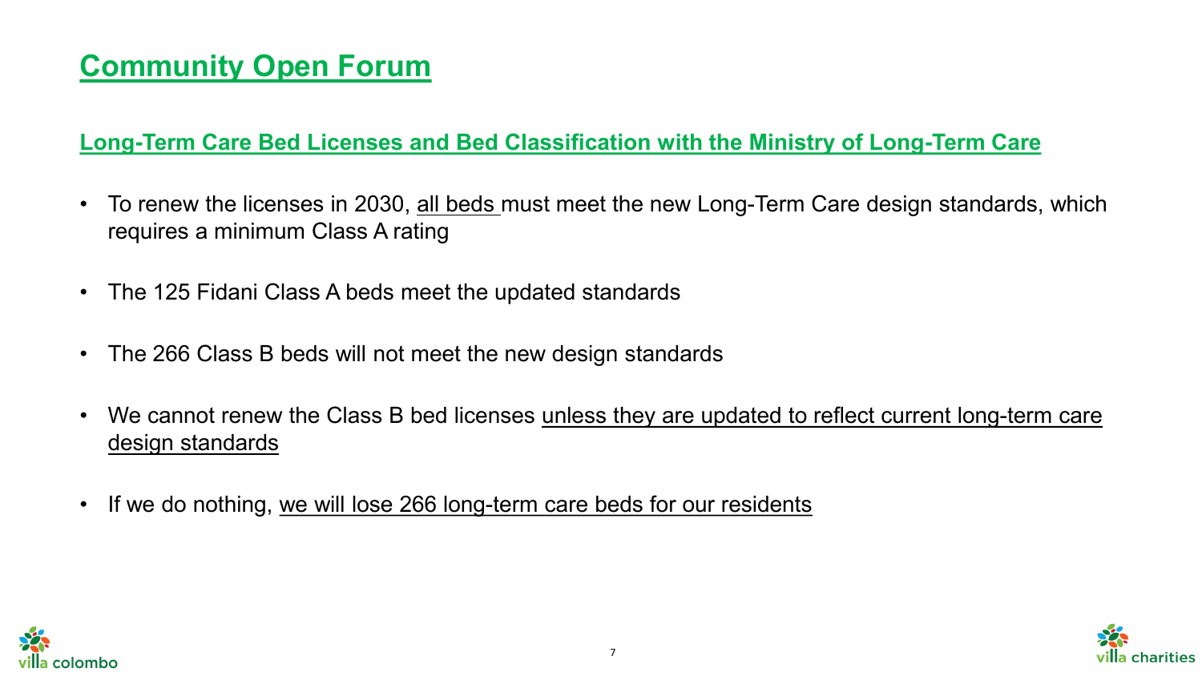# Community Open Forum

## Long-Term Care Bed Licenses and Bed Classification with the Ministry of Long-Term Care

- To renew the licenses in 2030, all beds must meet the new Long-Term Care design standards, which requires a minimum Class A rating
- The 125 Fidani Class A beds meet the updated standards
- The 266 Class B beds will not meet the new design standards
- We cannot renew the Class B bed licenses unless they are updated to reflect current long-term care design standards
- If we do nothing, we will lose 266 long-term care beds for our residents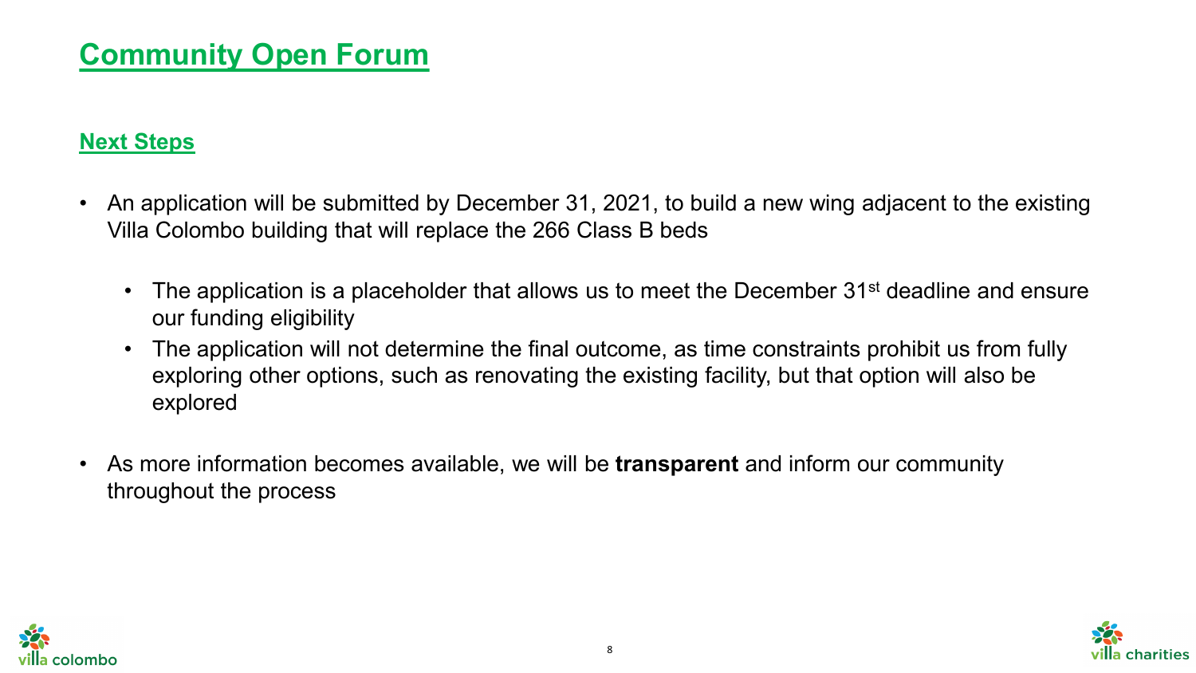# Community Open Forum

## Next Steps

- An application will be submitted by December 31, 2021, to build a new wing adjacent to the existing Villa Colombo building that will replace the 266 Class B beds
  - The application is a placeholder that allows us to meet the December 31st deadline and ensure our funding eligibility
  - The application will not determine the final outcome, as time constraints prohibit us from fully exploring other options, such as renovating the existing facility, but that option will also be explored
- As more information becomes available, we will be **transparent** and inform our community throughout the process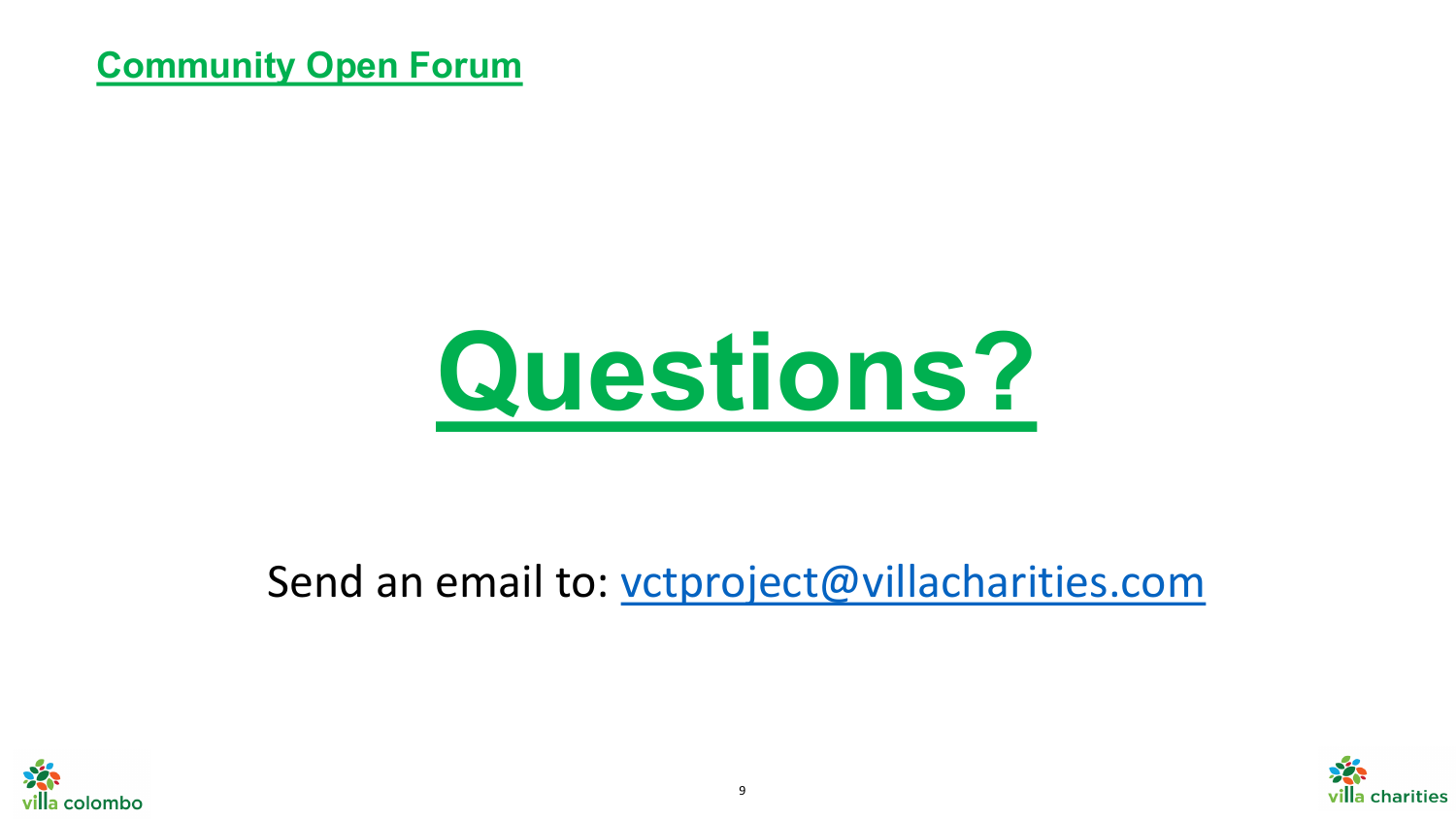**Community Open Forum**

# Questions?

Send an email to: vctproject@villacharities.com

villa colombo

villa charities